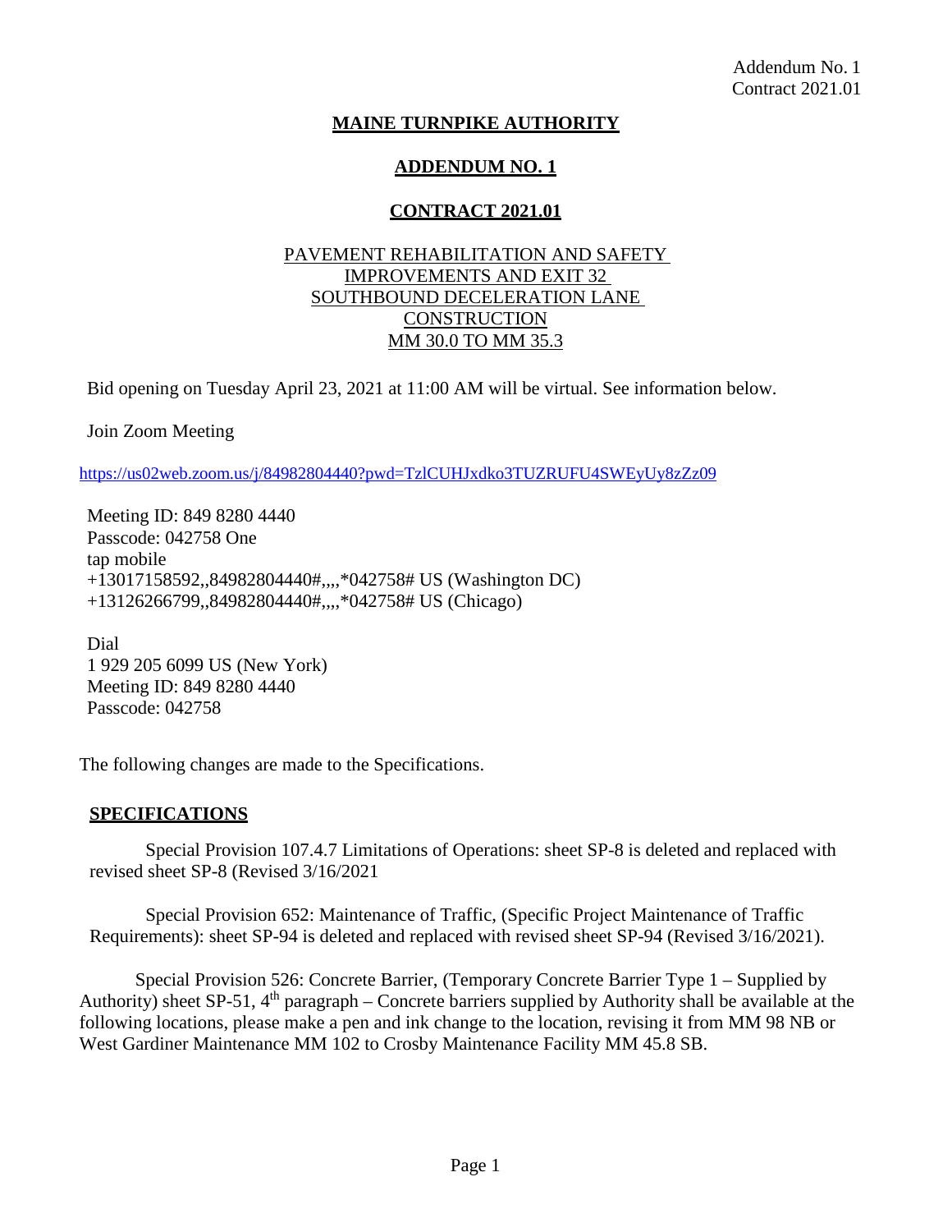Addendum No. 1
Contract 2021.01

# MAINE TURNPIKE AUTHORITY

## ADDENDUM NO. 1

## CONTRACT 2021.01

PAVEMENT REHABILITATION AND SAFETY IMPROVEMENTS AND EXIT 32 SOUTHBOUND DECELERATION LANE CONSTRUCTION
MM 30.0 TO MM 35.3

Bid opening on Tuesday April 23, 2021 at 11:00 AM will be virtual. See information below.

Join Zoom Meeting

https://us02web.zoom.us/j/84982804440?pwd=TzlCUHJxdko3TUZRUFU4SWEyUy8zZz09

Meeting ID: 849 8280 4440
Passcode: 042758 One
tap mobile
+13017158592,,84982804440#,,,,*042758# US (Washington DC)
+13126266799,,84982804440#,,,,*042758# US (Chicago)

Dial
1 929 205 6099 US (New York)
Meeting ID: 849 8280 4440
Passcode: 042758

The following changes are made to the Specifications.

## SPECIFICATIONS

Special Provision 107.4.7 Limitations of Operations: sheet SP-8 is deleted and replaced with revised sheet SP-8 (Revised 3/16/2021

Special Provision 652: Maintenance of Traffic, (Specific Project Maintenance of Traffic Requirements): sheet SP-94 is deleted and replaced with revised sheet SP-94 (Revised 3/16/2021).

Special Provision 526: Concrete Barrier, (Temporary Concrete Barrier Type 1 – Supplied by Authority) sheet SP-51, 4th paragraph – Concrete barriers supplied by Authority shall be available at the following locations, please make a pen and ink change to the location, revising it from MM 98 NB or West Gardiner Maintenance MM 102 to Crosby Maintenance Facility MM 45.8 SB.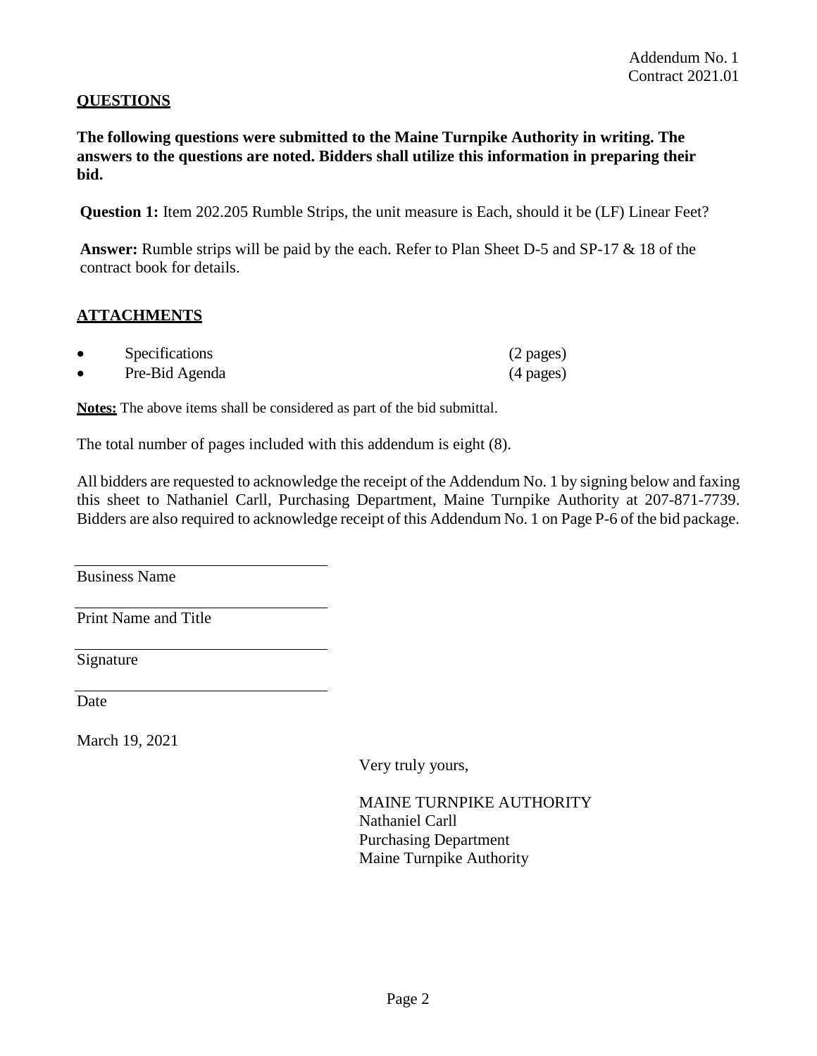Addendum No. 1
Contract 2021.01

## QUESTIONS

**The following questions were submitted to the Maine Turnpike Authority in writing. The answers to the questions are noted. Bidders shall utilize this information in preparing their bid.**

**Question 1:** Item 202.205 Rumble Strips, the unit measure is Each, should it be (LF) Linear Feet?

**Answer:** Rumble strips will be paid by the each. Refer to Plan Sheet D-5 and SP-17 & 18 of the contract book for details.

## ATTACHMENTS

- Specifications (2 pages)
- Pre-Bid Agenda (4 pages)

**Notes:** The above items shall be considered as part of the bid submittal.

The total number of pages included with this addendum is eight (8).

All bidders are requested to acknowledge the receipt of the Addendum No. 1 by signing below and faxing this sheet to Nathaniel Carll, Purchasing Department, Maine Turnpike Authority at 207-871-7739. Bidders are also required to acknowledge receipt of this Addendum No. 1 on Page P-6 of the bid package.

______________________________
Business Name

______________________________
Print Name and Title

______________________________
Signature

______________________________
Date

March 19, 2021

Very truly yours,

MAINE TURNPIKE AUTHORITY
Nathaniel Carll
Purchasing Department
Maine Turnpike Authority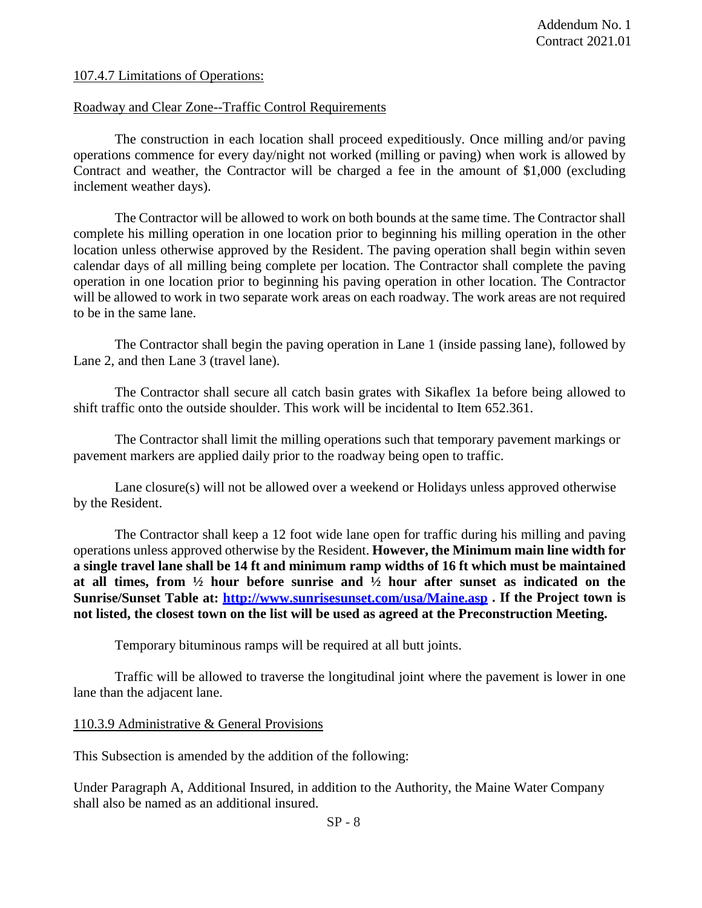107.4.7 Limitations of Operations:

Roadway and Clear Zone--Traffic Control Requirements

The construction in each location shall proceed expeditiously. Once milling and/or paving operations commence for every day/night not worked (milling or paving) when work is allowed by Contract and weather, the Contractor will be charged a fee in the amount of $1,000 (excluding inclement weather days).

The Contractor will be allowed to work on both bounds at the same time. The Contractor shall complete his milling operation in one location prior to beginning his milling operation in the other location unless otherwise approved by the Resident. The paving operation shall begin within seven calendar days of all milling being complete per location. The Contractor shall complete the paving operation in one location prior to beginning his paving operation in other location. The Contractor will be allowed to work in two separate work areas on each roadway. The work areas are not required to be in the same lane.

The Contractor shall begin the paving operation in Lane 1 (inside passing lane), followed by Lane 2, and then Lane 3 (travel lane).

The Contractor shall secure all catch basin grates with Sikaflex 1a before being allowed to shift traffic onto the outside shoulder. This work will be incidental to Item 652.361.

The Contractor shall limit the milling operations such that temporary pavement markings or pavement markers are applied daily prior to the roadway being open to traffic.

Lane closure(s) will not be allowed over a weekend or Holidays unless approved otherwise by the Resident.

The Contractor shall keep a 12 foot wide lane open for traffic during his milling and paving operations unless approved otherwise by the Resident. **However, the Minimum main line width for a single travel lane shall be 14 ft and minimum ramp widths of 16 ft which must be maintained at all times, from ½ hour before sunrise and ½ hour after sunset as indicated on the Sunrise/Sunset Table at: [http://www.sunrisesunset.com/usa/Maine.asp](http://www.sunrisesunset.com/usa/Maine.asp) . If the Project town is not listed, the closest town on the list will be used as agreed at the Preconstruction Meeting.**

Temporary bituminous ramps will be required at all butt joints.

Traffic will be allowed to traverse the longitudinal joint where the pavement is lower in one lane than the adjacent lane.

110.3.9 Administrative & General Provisions

This Subsection is amended by the addition of the following:

Under Paragraph A, Additional Insured, in addition to the Authority, the Maine Water Company shall also be named as an additional insured.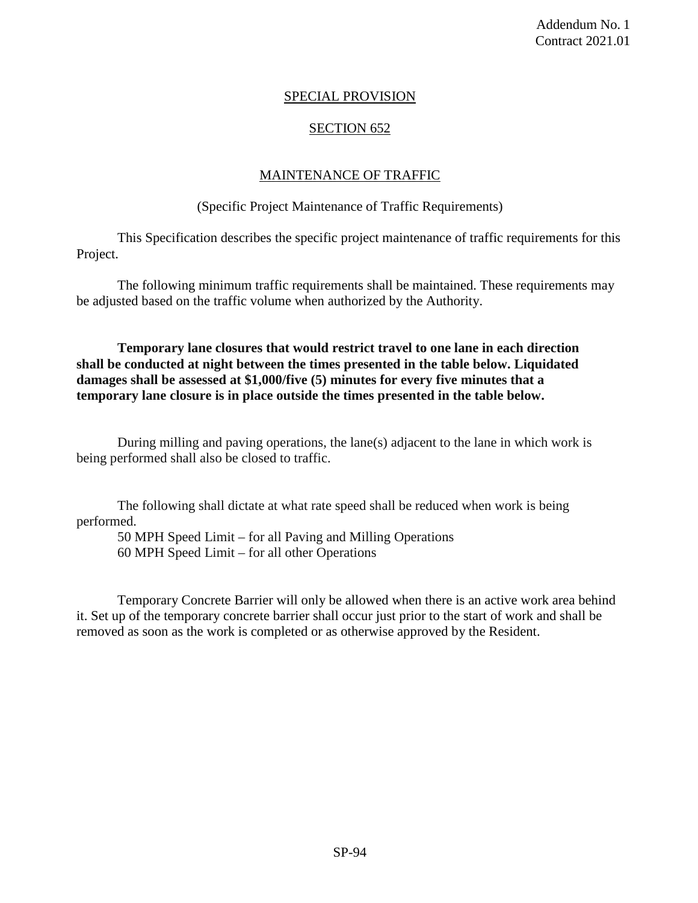Addendum No. 1
Contract 2021.01

## SPECIAL PROVISION

## SECTION 652

## MAINTENANCE OF TRAFFIC

(Specific Project Maintenance of Traffic Requirements)

This Specification describes the specific project maintenance of traffic requirements for this Project.

The following minimum traffic requirements shall be maintained. These requirements may be adjusted based on the traffic volume when authorized by the Authority.

**Temporary lane closures that would restrict travel to one lane in each direction shall be conducted at night between the times presented in the table below. Liquidated damages shall be assessed at $1,000/five (5) minutes for every five minutes that a temporary lane closure is in place outside the times presented in the table below.**

During milling and paving operations, the lane(s) adjacent to the lane in which work is being performed shall also be closed to traffic.

The following shall dictate at what rate speed shall be reduced when work is being performed.

50 MPH Speed Limit – for all Paving and Milling Operations
60 MPH Speed Limit – for all other Operations

Temporary Concrete Barrier will only be allowed when there is an active work area behind it. Set up of the temporary concrete barrier shall occur just prior to the start of work and shall be removed as soon as the work is completed or as otherwise approved by the Resident.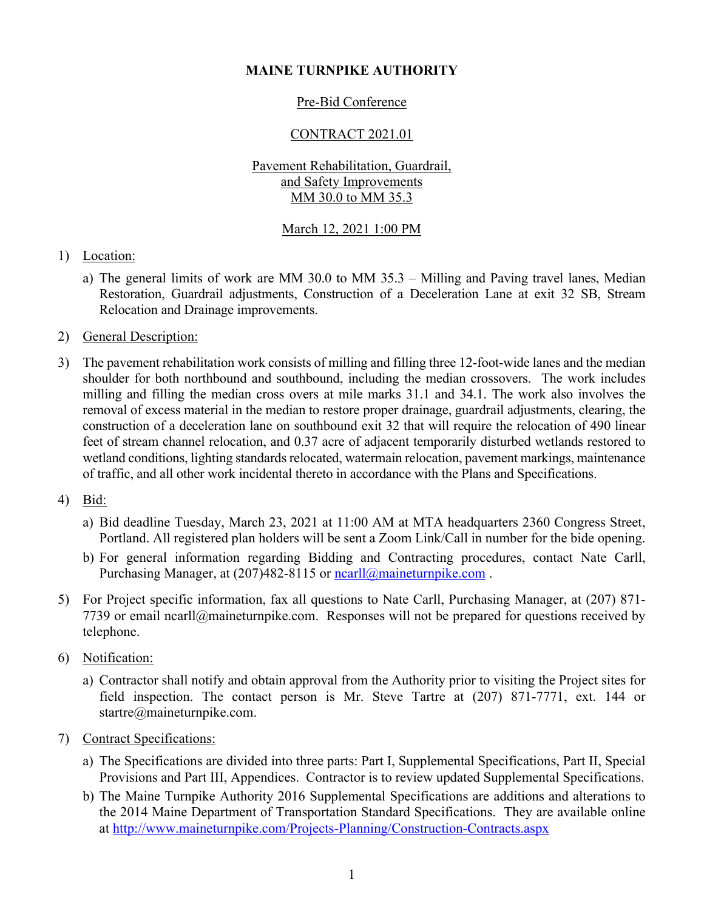**MAINE TURNPIKE AUTHORITY**

Pre-Bid Conference

CONTRACT 2021.01

Pavement Rehabilitation, Guardrail,
and Safety Improvements
MM 30.0 to MM 35.3

March 12, 2021 1:00 PM

1) Location:

   a) The general limits of work are MM 30.0 to MM 35.3 – Milling and Paving travel lanes, Median Restoration, Guardrail adjustments, Construction of a Deceleration Lane at exit 32 SB, Stream Relocation and Drainage improvements.

2) General Description:

3) The pavement rehabilitation work consists of milling and filling three 12-foot-wide lanes and the median shoulder for both northbound and southbound, including the median crossovers. The work includes milling and filling the median cross overs at mile marks 31.1 and 34.1. The work also involves the removal of excess material in the median to restore proper drainage, guardrail adjustments, clearing, the construction of a deceleration lane on southbound exit 32 that will require the relocation of 490 linear feet of stream channel relocation, and 0.37 acre of adjacent temporarily disturbed wetlands restored to wetland conditions, lighting standards relocated, watermain relocation, pavement markings, maintenance of traffic, and all other work incidental thereto in accordance with the Plans and Specifications.

4) Bid:

   a) Bid deadline Tuesday, March 23, 2021 at 11:00 AM at MTA headquarters 2360 Congress Street, Portland. All registered plan holders will be sent a Zoom Link/Call in number for the bide opening.

   b) For general information regarding Bidding and Contracting procedures, contact Nate Carll, Purchasing Manager, at (207)482-8115 or ncarll@maineturnpike.com .

5) For Project specific information, fax all questions to Nate Carll, Purchasing Manager, at (207) 871-7739 or email ncarll@maineturnpike.com. Responses will not be prepared for questions received by telephone.

6) Notification:

   a) Contractor shall notify and obtain approval from the Authority prior to visiting the Project sites for field inspection. The contact person is Mr. Steve Tartre at (207) 871-7771, ext. 144 or startre@maineturnpike.com.

7) Contract Specifications:

   a) The Specifications are divided into three parts: Part I, Supplemental Specifications, Part II, Special Provisions and Part III, Appendices. Contractor is to review updated Supplemental Specifications.

   b) The Maine Turnpike Authority 2016 Supplemental Specifications are additions and alterations to the 2014 Maine Department of Transportation Standard Specifications. They are available online at http://www.maineturnpike.com/Projects-Planning/Construction-Contracts.aspx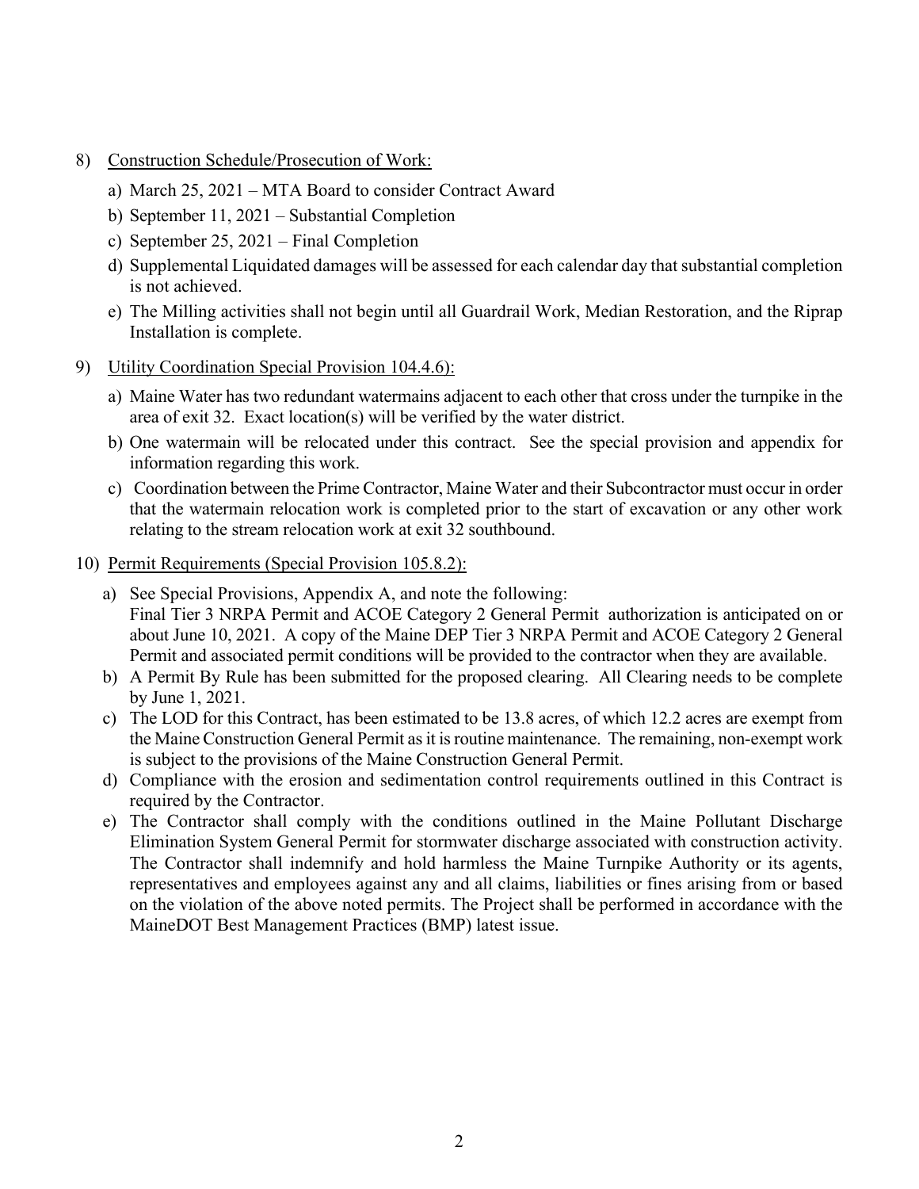8) <u>Construction Schedule/Prosecution of Work:</u>

   a) March 25, 2021 – MTA Board to consider Contract Award
   b) September 11, 2021 – Substantial Completion
   c) September 25, 2021 – Final Completion
   d) Supplemental Liquidated damages will be assessed for each calendar day that substantial completion is not achieved.
   e) The Milling activities shall not begin until all Guardrail Work, Median Restoration, and the Riprap Installation is complete.

9) <u>Utility Coordination Special Provision 104.4.6):</u>

   a) Maine Water has two redundant watermains adjacent to each other that cross under the turnpike in the area of exit 32. Exact location(s) will be verified by the water district.
   b) One watermain will be relocated under this contract. See the special provision and appendix for information regarding this work.
   c) Coordination between the Prime Contractor, Maine Water and their Subcontractor must occur in order that the watermain relocation work is completed prior to the start of excavation or any other work relating to the stream relocation work at exit 32 southbound.

10) <u>Permit Requirements (Special Provision 105.8.2):</u>

   a) See Special Provisions, Appendix A, and note the following:
      Final Tier 3 NRPA Permit and ACOE Category 2 General Permit authorization is anticipated on or about June 10, 2021. A copy of the Maine DEP Tier 3 NRPA Permit and ACOE Category 2 General Permit and associated permit conditions will be provided to the contractor when they are available.
   b) A Permit By Rule has been submitted for the proposed clearing. All Clearing needs to be complete by June 1, 2021.
   c) The LOD for this Contract, has been estimated to be 13.8 acres, of which 12.2 acres are exempt from the Maine Construction General Permit as it is routine maintenance. The remaining, non-exempt work is subject to the provisions of the Maine Construction General Permit.
   d) Compliance with the erosion and sedimentation control requirements outlined in this Contract is required by the Contractor.
   e) The Contractor shall comply with the conditions outlined in the Maine Pollutant Discharge Elimination System General Permit for stormwater discharge associated with construction activity. The Contractor shall indemnify and hold harmless the Maine Turnpike Authority or its agents, representatives and employees against any and all claims, liabilities or fines arising from or based on the violation of the above noted permits. The Project shall be performed in accordance with the MaineDOT Best Management Practices (BMP) latest issue.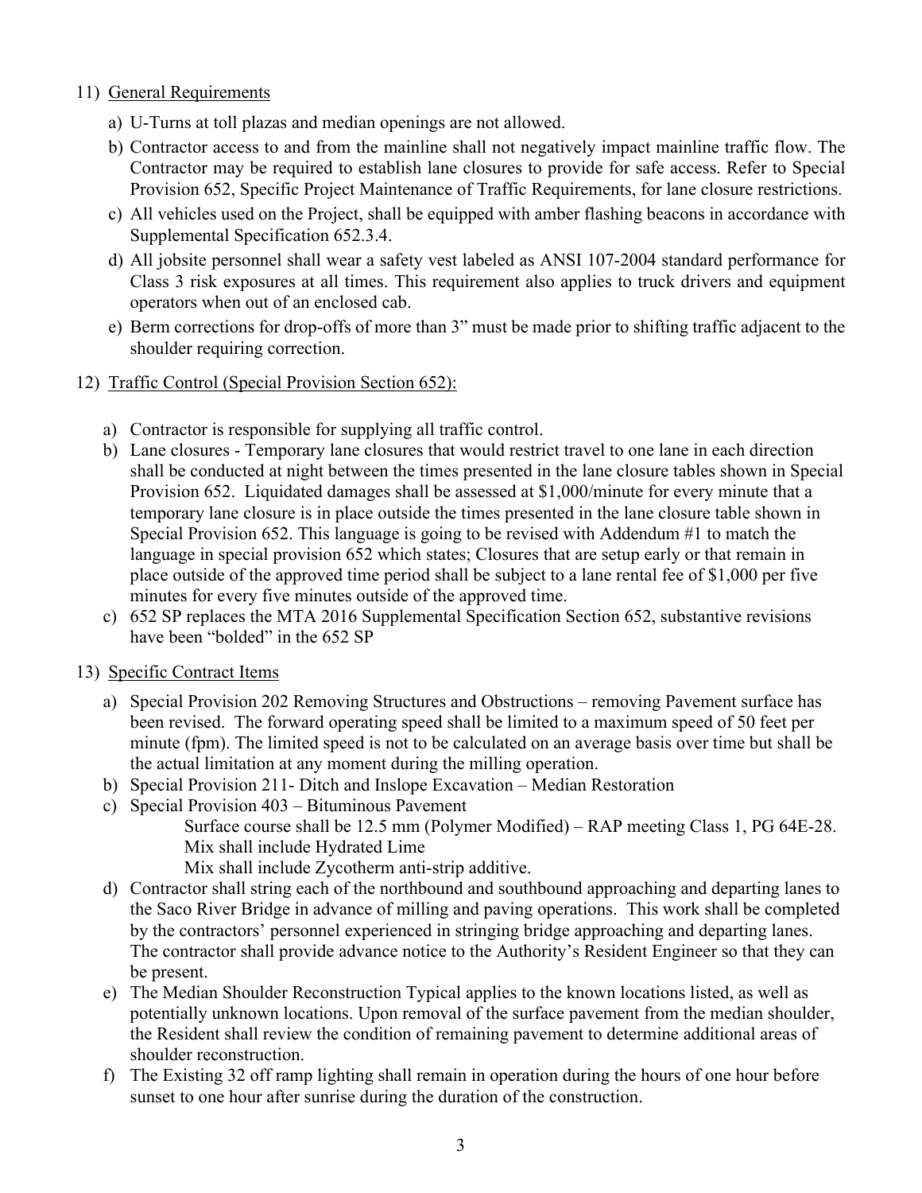11) <u>General Requirements</u>

   a) U-Turns at toll plazas and median openings are not allowed.
   b) Contractor access to and from the mainline shall not negatively impact mainline traffic flow. The Contractor may be required to establish lane closures to provide for safe access. Refer to Special Provision 652, Specific Project Maintenance of Traffic Requirements, for lane closure restrictions.
   c) All vehicles used on the Project, shall be equipped with amber flashing beacons in accordance with Supplemental Specification 652.3.4.
   d) All jobsite personnel shall wear a safety vest labeled as ANSI 107-2004 standard performance for Class 3 risk exposures at all times. This requirement also applies to truck drivers and equipment operators when out of an enclosed cab.
   e) Berm corrections for drop-offs of more than 3" must be made prior to shifting traffic adjacent to the shoulder requiring correction.

12) <u>Traffic Control (Special Provision Section 652):</u>

   a) Contractor is responsible for supplying all traffic control.
   b) Lane closures - Temporary lane closures that would restrict travel to one lane in each direction shall be conducted at night between the times presented in the lane closure tables shown in Special Provision 652. Liquidated damages shall be assessed at $1,000/minute for every minute that a temporary lane closure is in place outside the times presented in the lane closure table shown in Special Provision 652. This language is going to be revised with Addendum #1 to match the language in special provision 652 which states; Closures that are setup early or that remain in place outside of the approved time period shall be subject to a lane rental fee of $1,000 per five minutes for every five minutes outside of the approved time.
   c) 652 SP replaces the MTA 2016 Supplemental Specification Section 652, substantive revisions have been "bolded" in the 652 SP

13) <u>Specific Contract Items</u>

   a) Special Provision 202 Removing Structures and Obstructions – removing Pavement surface has been revised. The forward operating speed shall be limited to a maximum speed of 50 feet per minute (fpm). The limited speed is not to be calculated on an average basis over time but shall be the actual limitation at any moment during the milling operation.
   b) Special Provision 211- Ditch and Inslope Excavation – Median Restoration
   c) Special Provision 403 – Bituminous Pavement

      Surface course shall be 12.5 mm (Polymer Modified) – RAP meeting Class 1, PG 64E-28.

      Mix shall include Hydrated Lime

      Mix shall include Zycotherm anti-strip additive.
   d) Contractor shall string each of the northbound and southbound approaching and departing lanes to the Saco River Bridge in advance of milling and paving operations. This work shall be completed by the contractors' personnel experienced in stringing bridge approaching and departing lanes. The contractor shall provide advance notice to the Authority's Resident Engineer so that they can be present.
   e) The Median Shoulder Reconstruction Typical applies to the known locations listed, as well as potentially unknown locations. Upon removal of the surface pavement from the median shoulder, the Resident shall review the condition of remaining pavement to determine additional areas of shoulder reconstruction.
   f) The Existing 32 off ramp lighting shall remain in operation during the hours of one hour before sunset to one hour after sunrise during the duration of the construction.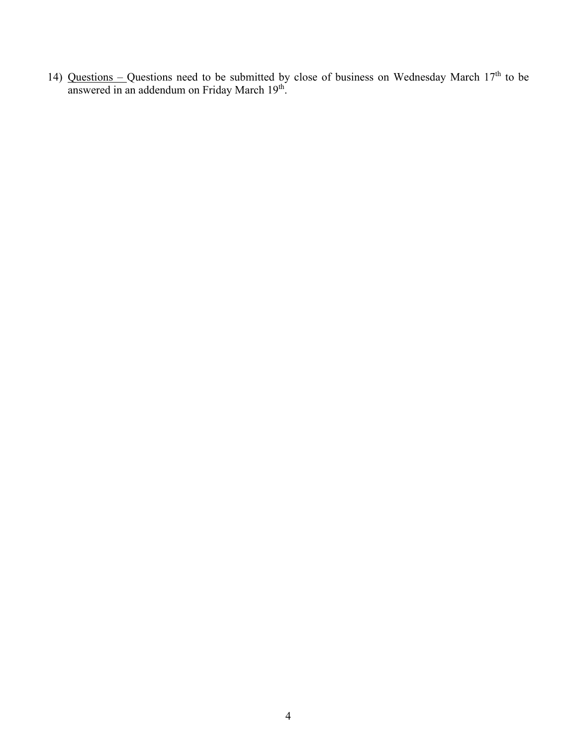14) <u>Questions –</u> Questions need to be submitted by close of business on Wednesday March 17th to be answered in an addendum on Friday March 19th.